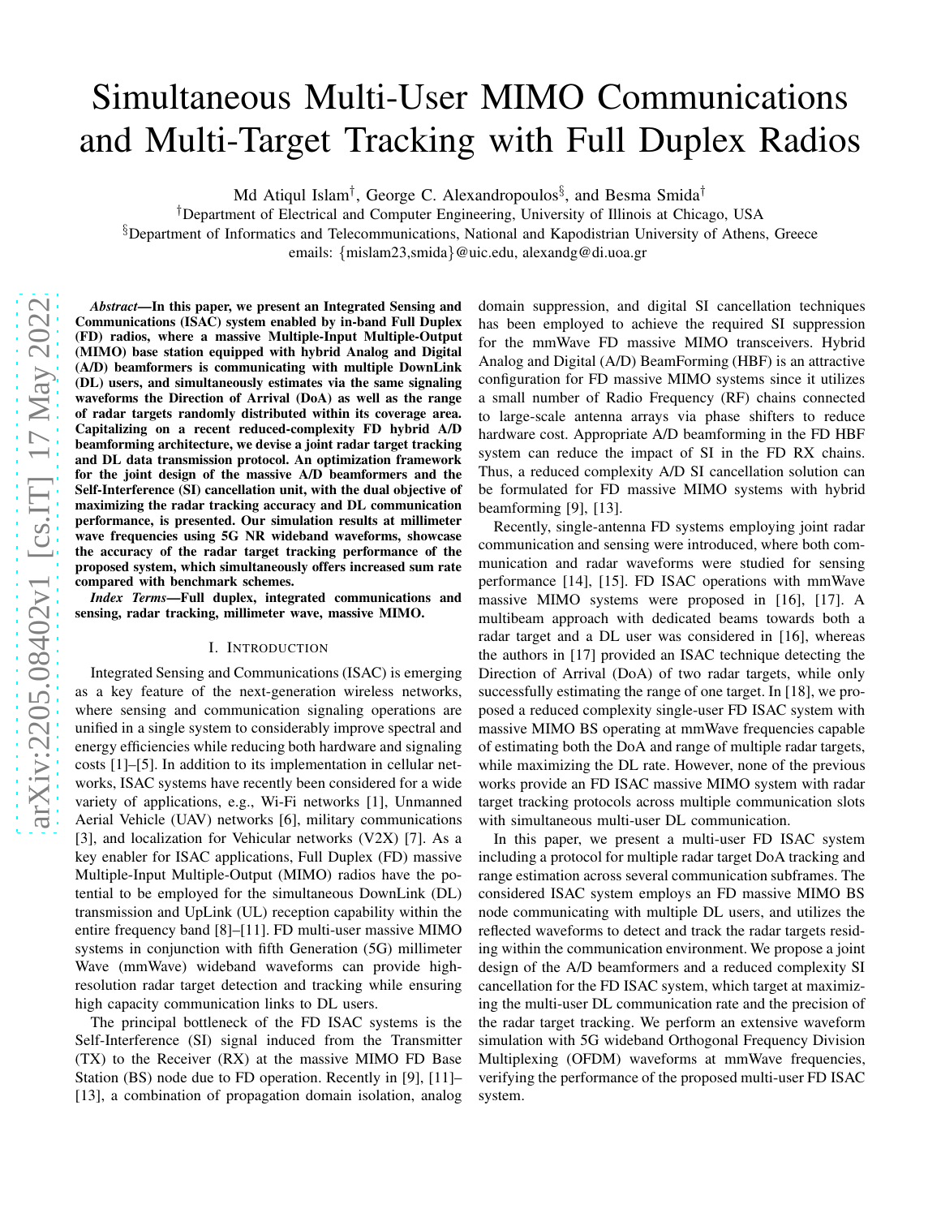# Simultaneous Multi-User MIMO Communications and Multi-Target Tracking with Full Duplex Radios

Md Atiqul Islam[†], George C. Alexandropoulos[§], and Besma Smida[†]

[†]Department of Electrical and Computer Engineering, University of Illinois at Chicago, USA

[§]Department of Informatics and Telecommunications, National and Kapodistrian University of Athens, Greece

emails: {mislam23,smida}@uic.edu, alexandg@di.uoa.gr

***Abstract*—In this paper, we present an Integrated Sensing and Communications (ISAC) system enabled by in-band Full Duplex (FD) radios, where a massive Multiple-Input Multiple-Output (MIMO) base station equipped with hybrid Analog and Digital (A/D) beamformers is communicating with multiple DownLink (DL) users, and simultaneously estimates via the same signaling waveforms the Direction of Arrival (DoA) as well as the range of radar targets randomly distributed within its coverage area. Capitalizing on a recent reduced-complexity FD hybrid A/D beamforming architecture, we devise a joint radar target tracking and DL data transmission protocol. An optimization framework for the joint design of the massive A/D beamformers and the Self-Interference (SI) cancellation unit, with the dual objective of maximizing the radar tracking accuracy and DL communication performance, is presented. Our simulation results at millimeter wave frequencies using 5G NR wideband waveforms, showcase the accuracy of the radar target tracking performance of the proposed system, which simultaneously offers increased sum rate compared with benchmark schemes.**

***Index Terms*—Full duplex, integrated communications and sensing, radar tracking, millimeter wave, massive MIMO.**

## I. Introduction

Integrated Sensing and Communications (ISAC) is emerging as a key feature of the next-generation wireless networks, where sensing and communication signaling operations are unified in a single system to considerably improve spectral and energy efficiencies while reducing both hardware and signaling costs [1]–[5]. In addition to its implementation in cellular networks, ISAC systems have recently been considered for a wide variety of applications, e.g., Wi-Fi networks [1], Unmanned Aerial Vehicle (UAV) networks [6], military communications [3], and localization for Vehicular networks (V2X) [7]. As a key enabler for ISAC applications, Full Duplex (FD) massive Multiple-Input Multiple-Output (MIMO) radios have the potential to be employed for the simultaneous DownLink (DL) transmission and UpLink (UL) reception capability within the entire frequency band [8]–[11]. FD multi-user massive MIMO systems in conjunction with fifth Generation (5G) millimeter Wave (mmWave) wideband waveforms can provide high-resolution radar target detection and tracking while ensuring high capacity communication links to DL users.

The principal bottleneck of the FD ISAC systems is the Self-Interference (SI) signal induced from the Transmitter (TX) to the Receiver (RX) at the massive MIMO FD Base Station (BS) node due to FD operation. Recently in [9], [11]–[13], a combination of propagation domain isolation, analog domain suppression, and digital SI cancellation techniques has been employed to achieve the required SI suppression for the mmWave FD massive MIMO transceivers. Hybrid Analog and Digital (A/D) BeamForming (HBF) is an attractive configuration for FD massive MIMO systems since it utilizes a small number of Radio Frequency (RF) chains connected to large-scale antenna arrays via phase shifters to reduce hardware cost. Appropriate A/D beamforming in the FD HBF system can reduce the impact of SI in the FD RX chains. Thus, a reduced complexity A/D SI cancellation solution can be formulated for FD massive MIMO systems with hybrid beamforming [9], [13].

Recently, single-antenna FD systems employing joint radar communication and sensing were introduced, where both communication and radar waveforms were studied for sensing performance [14], [15]. FD ISAC operations with mmWave massive MIMO systems were proposed in [16], [17]. A multibeam approach with dedicated beams towards both a radar target and a DL user was considered in [16], whereas the authors in [17] provided an ISAC technique detecting the Direction of Arrival (DoA) of two radar targets, while only successfully estimating the range of one target. In [18], we proposed a reduced complexity single-user FD ISAC system with massive MIMO BS operating at mmWave frequencies capable of estimating both the DoA and range of multiple radar targets, while maximizing the DL rate. However, none of the previous works provide an FD ISAC massive MIMO system with radar target tracking protocols across multiple communication slots with simultaneous multi-user DL communication.

In this paper, we present a multi-user FD ISAC system including a protocol for multiple radar target DoA tracking and range estimation across several communication subframes. The considered ISAC system employs an FD massive MIMO BS node communicating with multiple DL users, and utilizes the reflected waveforms to detect and track the radar targets residing within the communication environment. We propose a joint design of the A/D beamformers and a reduced complexity SI cancellation for the FD ISAC system, which target at maximizing the multi-user DL communication rate and the precision of the radar target tracking. We perform an extensive waveform simulation with 5G wideband Orthogonal Frequency Division Multiplexing (OFDM) waveforms at mmWave frequencies, verifying the performance of the proposed multi-user FD ISAC system.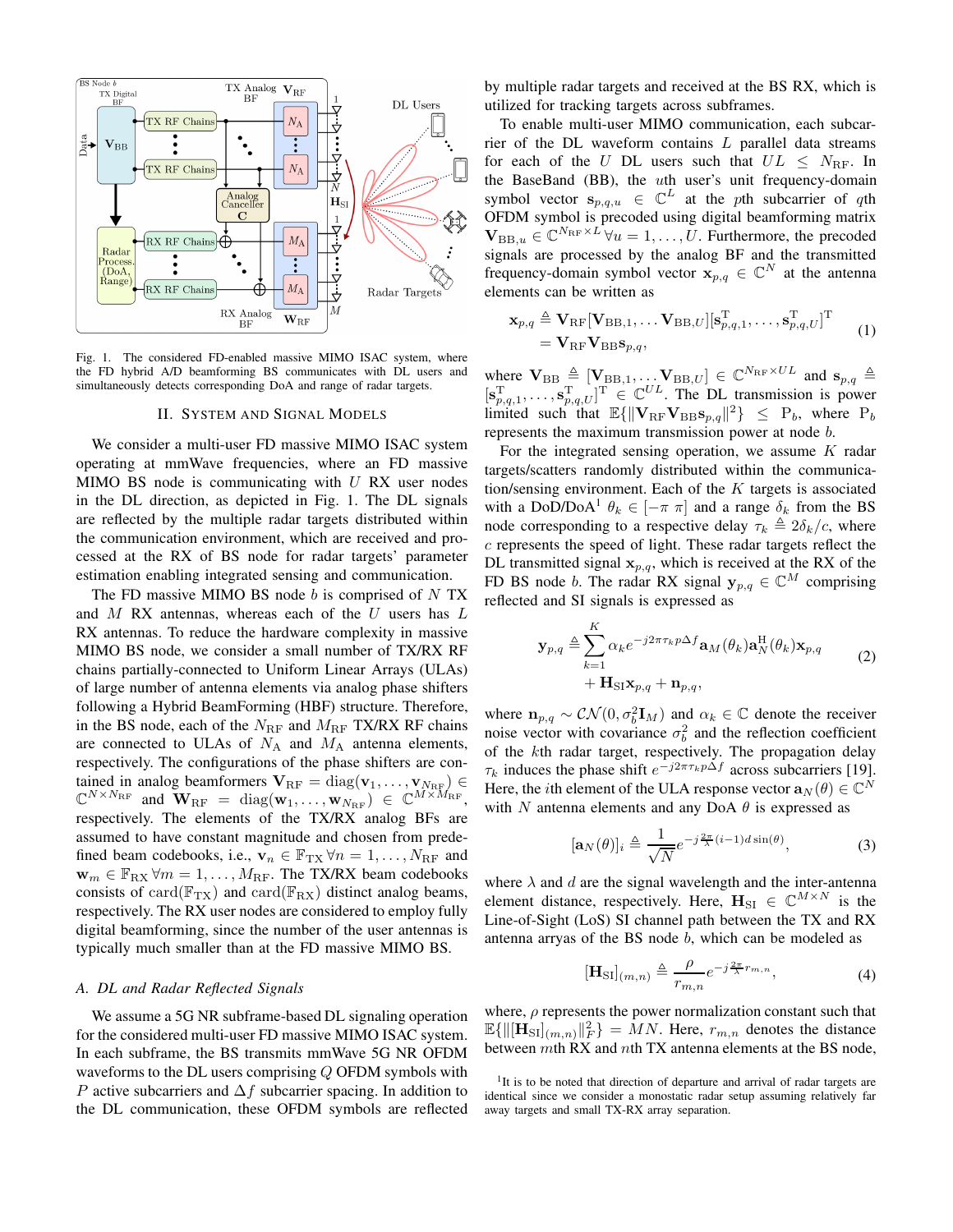Fig. 1. The considered FD-enabled massive MIMO ISAC system, where the FD hybrid A/D beamforming BS communicates with DL users and simultaneously detects corresponding DoA and range of radar targets.

## II. System and Signal Models

We consider a multi-user FD massive MIMO ISAC system operating at mmWave frequencies, where an FD massive MIMO BS node is communicating with $U$ RX user nodes in the DL direction, as depicted in Fig. 1. The DL signals are reflected by the multiple radar targets distributed within the communication environment, which are received and processed at the RX of BS node for radar targets' parameter estimation enabling integrated sensing and communication.

The FD massive MIMO BS node $b$ is comprised of $N$ TX and $M$ RX antennas, whereas each of the $U$ users has $L$ RX antennas. To reduce the hardware complexity in massive MIMO BS node, we consider a small number of TX/RX RF chains partially-connected to Uniform Linear Arrays (ULAs) of large number of antenna elements via analog phase shifters following a Hybrid BeamForming (HBF) structure. Therefore, in the BS node, each of the $N_{\rm RF}$ and $M_{\rm RF}$ TX/RX RF chains are connected to ULAs of $N_{\rm A}$ and $M_{\rm A}$ antenna elements, respectively. The configurations of the phase shifters are contained in analog beamformers $\mathbf{V}_{\rm RF} = {\rm diag}(\mathbf{v}_1, \ldots, \mathbf{v}_{N_{\rm RF}}) \in \mathbb{C}^{N \times N_{\rm RF}}$ and $\mathbf{W}_{\rm RF} = {\rm diag}(\mathbf{w}_1, \ldots, \mathbf{w}_{N_{\rm RF}}) \in \mathbb{C}^{M \times M_{\rm RF}}$, respectively. The elements of the TX/RX analog BFs are assumed to have constant magnitude and chosen from predefined beam codebooks, i.e., $\mathbf{v}_n \in \mathbb{F}_{\rm TX}\,\forall n = 1, \ldots, N_{\rm RF}$ and $\mathbf{w}_m \in \mathbb{F}_{\rm RX}\,\forall m = 1, \ldots, M_{\rm RF}$. The TX/RX beam codebooks consists of ${\rm card}(\mathbb{F}_{\rm TX})$ and ${\rm card}(\mathbb{F}_{\rm RX})$ distinct analog beams, respectively. The RX user nodes are considered to employ fully digital beamforming, since the number of the user antennas is typically much smaller than at the FD massive MIMO BS.

### A. DL and Radar Reflected Signals

We assume a 5G NR subframe-based DL signaling operation for the considered multi-user FD massive MIMO ISAC system. In each subframe, the BS transmits mmWave 5G NR OFDM waveforms to the DL users comprising $Q$ OFDM symbols with $P$ active subcarriers and $\Delta f$ subcarrier spacing. In addition to the DL communication, these OFDM symbols are reflected by multiple radar targets and received at the BS RX, which is utilized for tracking targets across subframes.

To enable multi-user MIMO communication, each subcarrier of the DL waveform contains $L$ parallel data streams for each of the $U$ DL users such that $UL \leq N_{\rm RF}$. In the BaseBand (BB), the $u$th user's unit frequency-domain symbol vector $\mathbf{s}_{p,q,u} \in \mathbb{C}^L$ at the $p$th subcarrier of $q$th OFDM symbol is precoded using digital beamforming matrix $\mathbf{V}_{{\rm BB},u} \in \mathbb{C}^{N_{\rm RF} \times L}\,\forall u = 1, \ldots, U$. Furthermore, the precoded signals are processed by the analog BF and the transmitted frequency-domain symbol vector $\mathbf{x}_{p,q} \in \mathbb{C}^N$ at the antenna elements can be written as

$$
\begin{aligned}
\mathbf{x}_{p,q} &\triangleq \mathbf{V}_{\rm RF}[\mathbf{V}_{{\rm BB},1}, \ldots \mathbf{V}_{{\rm BB},U}][\mathbf{s}_{p,q,1}^{\rm T}, \ldots, \mathbf{s}_{p,q,U}^{\rm T}]^{\rm T} \\
&= \mathbf{V}_{\rm RF}\mathbf{V}_{\rm BB}\mathbf{s}_{p,q},
\end{aligned} \tag{1}
$$

where $\mathbf{V}_{\rm BB} \triangleq [\mathbf{V}_{{\rm BB},1}, \ldots \mathbf{V}_{{\rm BB},U}] \in \mathbb{C}^{N_{\rm RF} \times UL}$ and $\mathbf{s}_{p,q} \triangleq [\mathbf{s}_{p,q,1}^{\rm T}, \ldots, \mathbf{s}_{p,q,U}^{\rm T}]^{\rm T} \in \mathbb{C}^{UL}$. The DL transmission is power limited such that $\mathbb{E}\{\|\mathbf{V}_{\rm RF}\mathbf{V}_{\rm BB}\mathbf{s}_{p,q}\|^2\} \leq {\rm P}_b$, where ${\rm P}_b$ represents the maximum transmission power at node $b$.

For the integrated sensing operation, we assume $K$ radar targets/scatters randomly distributed within the communication/sensing environment. Each of the $K$ targets is associated with a DoD/DoA[1] $\theta_k \in [-\pi\ \pi]$ and a range $\delta_k$ from the BS node corresponding to a respective delay $\tau_k \triangleq 2\delta_k/c$, where $c$ represents the speed of light. These radar targets reflect the DL transmitted signal $\mathbf{x}_{p,q}$, which is received at the RX of the FD BS node $b$. The radar RX signal $\mathbf{y}_{p,q} \in \mathbb{C}^M$ comprising reflected and SI signals is expressed as

$$
\begin{aligned}
\mathbf{y}_{p,q} \triangleq &\sum_{k=1}^{K} \alpha_k e^{-j2\pi\tau_k p \Delta f} \mathbf{a}_M(\theta_k)\mathbf{a}_N^{\rm H}(\theta_k)\mathbf{x}_{p,q} \\
&+ \mathbf{H}_{\rm SI}\mathbf{x}_{p,q} + \mathbf{n}_{p,q},
\end{aligned} \tag{2}
$$

where $\mathbf{n}_{p,q} \sim \mathcal{CN}(0, \sigma_b^2\mathbf{I}_M)$ and $\alpha_k \in \mathbb{C}$ denote the receiver noise vector with covariance $\sigma_b^2$ and the reflection coefficient of the $k$th radar target, respectively. The propagation delay $\tau_k$ induces the phase shift $e^{-j2\pi\tau_k p\Delta f}$ across subcarriers [19]. Here, the $i$th element of the ULA response vector $\mathbf{a}_N(\theta) \in \mathbb{C}^N$ with $N$ antenna elements and any DoA $\theta$ is expressed as

$$
[\mathbf{a}_N(\theta)]_i \triangleq \frac{1}{\sqrt{N}} e^{-j\frac{2\pi}{\lambda}(i-1)d\sin(\theta)}, \tag{3}
$$

where $\lambda$ and $d$ are the signal wavelength and the inter-antenna element distance, respectively. Here, $\mathbf{H}_{\rm SI} \in \mathbb{C}^{M \times N}$ is the Line-of-Sight (LoS) SI channel path between the TX and RX antenna arryas of the BS node $b$, which can be modeled as

$$
[\mathbf{H}_{\rm SI}]_{(m,n)} \triangleq \frac{\rho}{r_{m,n}} e^{-j\frac{2\pi}{\lambda}r_{m,n}}, \tag{4}
$$

where, $\rho$ represents the power normalization constant such that $\mathbb{E}\{\|[\mathbf{H}_{\rm SI}]_{(m,n)}\|_F^2\} = MN$. Here, $r_{m,n}$ denotes the distance between $m$th RX and $n$th TX antenna elements at the BS node,

[1] It is to be noted that direction of departure and arrival of radar targets are identical since we consider a monostatic radar setup assuming relatively far away targets and small TX-RX array separation.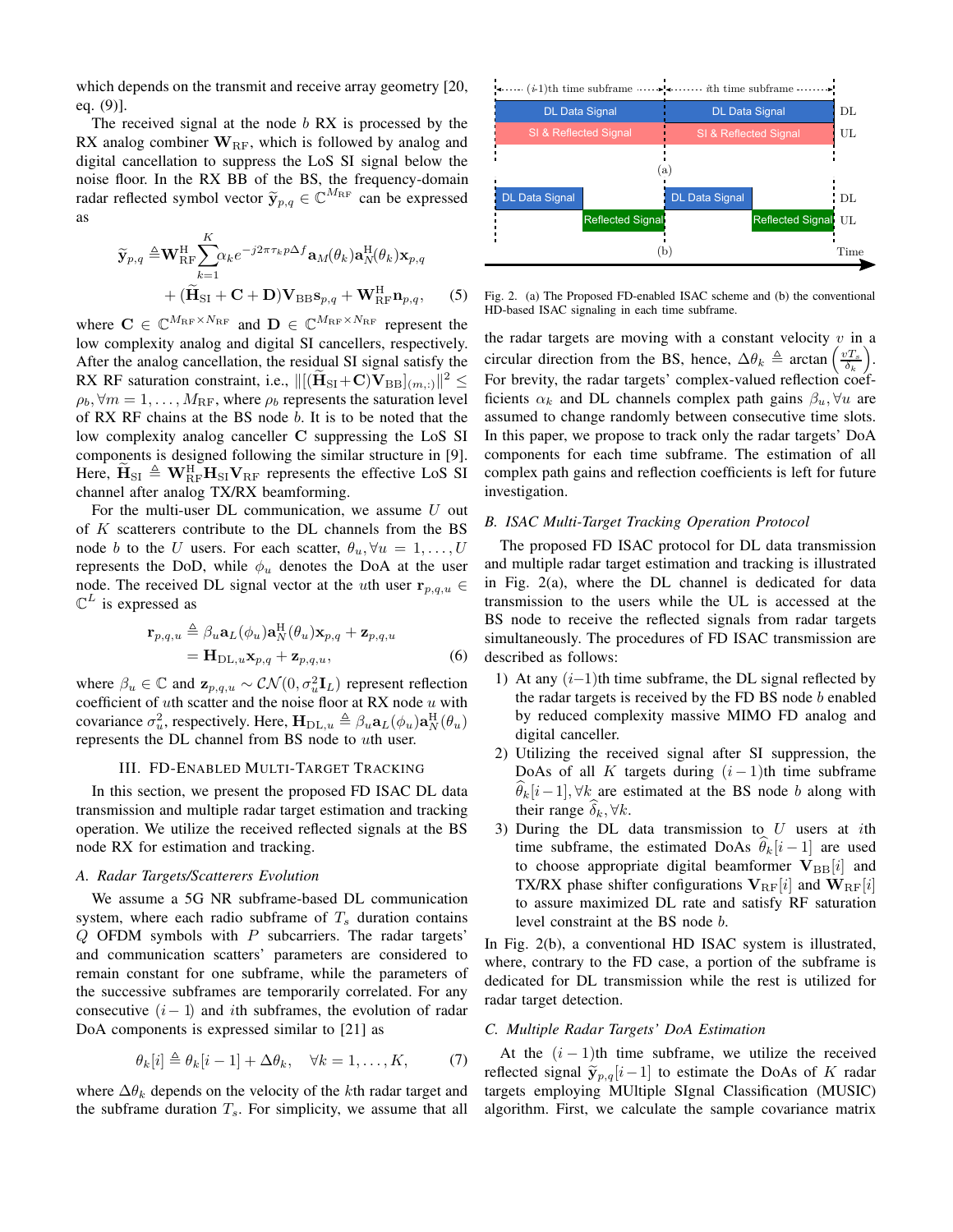which depends on the transmit and receive array geometry [20, eq. (9)].

The received signal at the node $b$ RX is processed by the RX analog combiner $\mathbf{W}_{\rm RF}$, which is followed by analog and digital cancellation to suppress the LoS SI signal below the noise floor. In the RX BB of the BS, the frequency-domain radar reflected symbol vector $\widetilde{\mathbf{y}}_{p,q} \in \mathbb{C}^{M_{\rm RF}}$ can be expressed as

$$\widetilde{\mathbf{y}}_{p,q} \triangleq \mathbf{W}_{\rm RF}^{\rm H} \sum_{k=1}^{K} \alpha_k e^{-j2\pi\tau_k p \Delta f} \mathbf{a}_M(\theta_k)\mathbf{a}_N^{\rm H}(\theta_k)\mathbf{x}_{p,q} + (\widetilde{\mathbf{H}}_{\rm SI} + \mathbf{C} + \mathbf{D})\mathbf{V}_{\rm BB}\mathbf{s}_{p,q} + \mathbf{W}_{\rm RF}^{\rm H}\mathbf{n}_{p,q}, \quad (5)$$

where $\mathbf{C} \in \mathbb{C}^{M_{\rm RF}\times N_{\rm RF}}$ and $\mathbf{D} \in \mathbb{C}^{M_{\rm RF}\times N_{\rm RF}}$ represent the low complexity analog and digital SI cancellers, respectively. After the analog cancellation, the residual SI signal satisfy the RX RF saturation constraint, i.e., $\|[(\widetilde{\mathbf{H}}_{\rm SI} + \mathbf{C})\mathbf{V}_{\rm BB}]_{(m,:)}\|^2 \le \rho_b, \forall m = 1,\ldots,M_{\rm RF}$, where $\rho_b$ represents the saturation level of RX RF chains at the BS node $b$. It is to be noted that the low complexity analog canceller $\mathbf{C}$ suppressing the LoS SI components is designed following the similar structure in [9]. Here, $\widetilde{\mathbf{H}}_{\rm SI} \triangleq \mathbf{W}_{\rm RF}^{\rm H}\mathbf{H}_{\rm SI}\mathbf{V}_{\rm RF}$ represents the effective LoS SI channel after analog TX/RX beamforming.

For the multi-user DL communication, we assume $U$ out of $K$ scatterers contribute to the DL channels from the BS node $b$ to the $U$ users. For each scatter, $\theta_u, \forall u = 1,\ldots,U$ represents the DoD, while $\phi_u$ denotes the DoA at the user node. The received DL signal vector at the $u$th user $\mathbf{r}_{p,q,u} \in \mathbb{C}^L$ is expressed as

$$\mathbf{r}_{p,q,u} \triangleq \beta_u \mathbf{a}_L(\phi_u)\mathbf{a}_N^{\rm H}(\theta_u)\mathbf{x}_{p,q} + \mathbf{z}_{p,q,u} = \mathbf{H}_{{\rm DL},u}\mathbf{x}_{p,q} + \mathbf{z}_{p,q,u}, \quad (6)$$

where $\beta_u \in \mathbb{C}$ and $\mathbf{z}_{p,q,u} \sim \mathcal{CN}(0, \sigma_u^2\mathbf{I}_L)$ represent reflection coefficient of $u$th scatter and the noise floor at RX node $u$ with covariance $\sigma_u^2$, respectively. Here, $\mathbf{H}_{{\rm DL},u} \triangleq \beta_u \mathbf{a}_L(\phi_u)\mathbf{a}_N^{\rm H}(\theta_u)$ represents the DL channel from BS node to $u$th user.

## III. FD-Enabled Multi-Target Tracking

In this section, we present the proposed FD ISAC DL data transmission and multiple radar target estimation and tracking operation. We utilize the received reflected signals at the BS node RX for estimation and tracking.

### A. Radar Targets/Scatterers Evolution

We assume a 5G NR subframe-based DL communication system, where each radio subframe of $T_s$ duration contains $Q$ OFDM symbols with $P$ subcarriers. The radar targets' and communication scatters' parameters are considered to remain constant for one subframe, while the parameters of the successive subframes are temporarily correlated. For any consecutive $(i-1)$ and $i$th subframes, the evolution of radar DoA components is expressed similar to [21] as

$$\theta_k[i] \triangleq \theta_k[i-1] + \Delta\theta_k, \quad \forall k = 1,\ldots,K, \quad (7)$$

where $\Delta\theta_k$ depends on the velocity of the $k$th radar target and the subframe duration $T_s$. For simplicity, we assume that all the radar targets are moving with a constant velocity $v$ in a circular direction from the BS, hence, $\Delta\theta_k \triangleq \arctan\left(\frac{vT_s}{\delta_k}\right)$. For brevity, the radar targets' complex-valued reflection coefficients $\alpha_k$ and DL channels complex path gains $\beta_u, \forall u$ are assumed to change randomly between consecutive time slots. In this paper, we propose to track only the radar targets' DoA components for each time subframe. The estimation of all complex path gains and reflection coefficients is left for future investigation.

Fig. 2. (a) The Proposed FD-enabled ISAC scheme and (b) the conventional HD-based ISAC signaling in each time subframe.

### B. ISAC Multi-Target Tracking Operation Protocol

The proposed FD ISAC protocol for DL data transmission and multiple radar target estimation and tracking is illustrated in Fig. 2(a), where the DL channel is dedicated for data transmission to the users while the UL is accessed at the BS node to receive the reflected signals from radar targets simultaneously. The procedures of FD ISAC transmission are described as follows:

1) At any $(i-1)$th time subframe, the DL signal reflected by the radar targets is received by the FD BS node $b$ enabled by reduced complexity massive MIMO FD analog and digital canceller.
2) Utilizing the received signal after SI suppression, the DoAs of all $K$ targets during $(i-1)$th time subframe $\widehat{\theta}_k[i-1], \forall k$ are estimated at the BS node $b$ along with their range $\widehat{\delta}_k, \forall k$.
3) During the DL data transmission to $U$ users at $i$th time subframe, the estimated DoAs $\widehat{\theta}_k[i-1]$ are used to choose appropriate digital beamformer $\mathbf{V}_{\rm BB}[i]$ and TX/RX phase shifter configurations $\mathbf{V}_{\rm RF}[i]$ and $\mathbf{W}_{\rm RF}[i]$ to assure maximized DL rate and satisfy RF saturation level constraint at the BS node $b$.

In Fig. 2(b), a conventional HD ISAC system is illustrated, where, contrary to the FD case, a portion of the subframe is dedicated for DL transmission while the rest is utilized for radar target detection.

### C. Multiple Radar Targets' DoA Estimation

At the $(i-1)$th time subframe, we utilize the received reflected signal $\widetilde{\mathbf{y}}_{p,q}[i-1]$ to estimate the DoAs of $K$ radar targets employing MUltiple SIgnal Classification (MUSIC) algorithm. First, we calculate the sample covariance matrix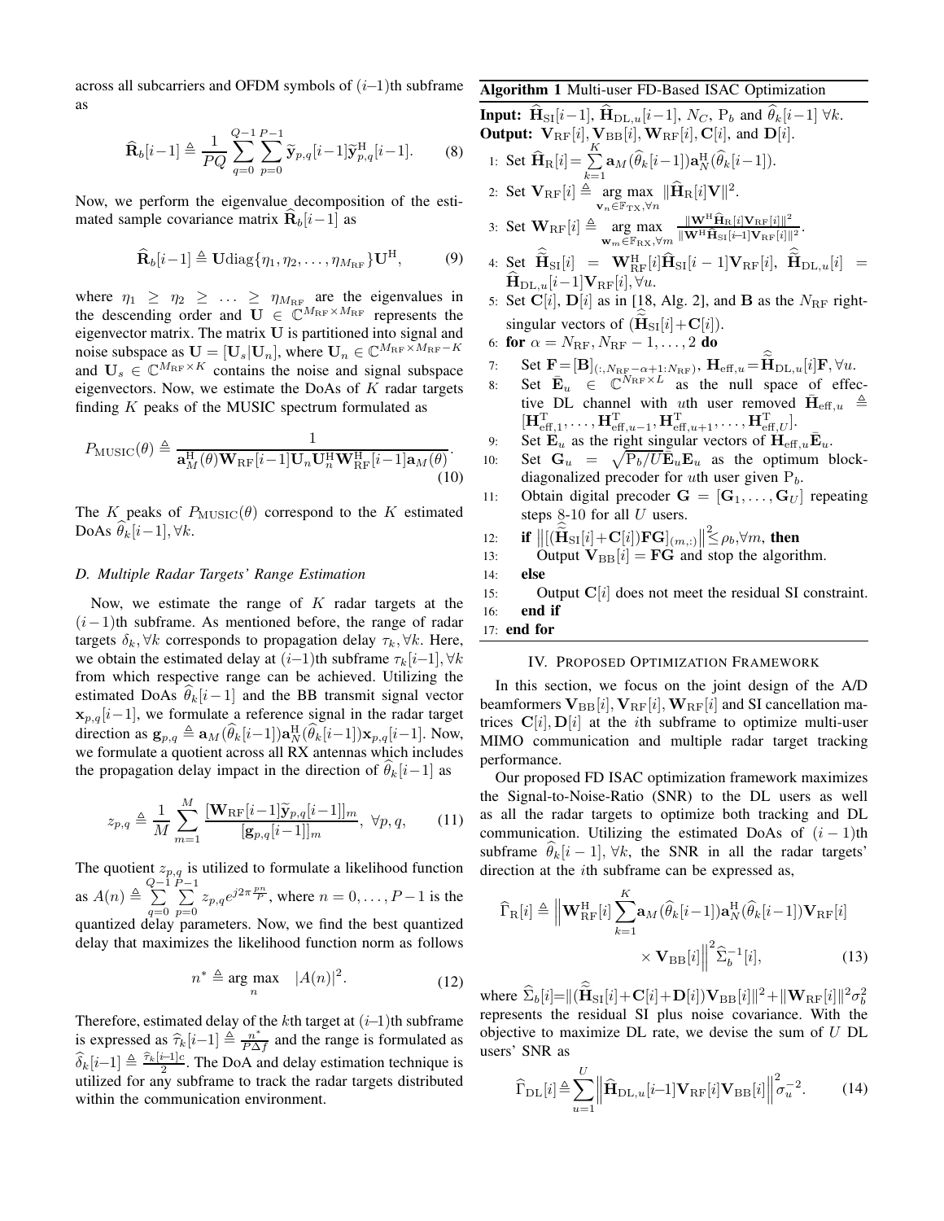across all subcarriers and OFDM symbols of $(i–1)$th subframe as

$$\widehat{\mathbf{R}}_b[i-1] \triangleq \frac{1}{PQ}\sum_{q=0}^{Q-1}\sum_{p=0}^{P-1}\widetilde{\mathbf{y}}_{p,q}[i-1]\widetilde{\mathbf{y}}_{p,q}^{\mathrm{H}}[i-1]. \quad (8)$$

Now, we perform the eigenvalue decomposition of the estimated sample covariance matrix $\widehat{\mathbf{R}}_b[i-1]$ as

$$\widehat{\mathbf{R}}_b[i-1] \triangleq \mathbf{U}\mathrm{diag}\{\eta_1, \eta_2, \ldots, \eta_{M_{\mathrm{RF}}}\}\mathbf{U}^{\mathrm{H}}, \quad (9)$$

where $\eta_1 \geq \eta_2 \geq \ldots \geq \eta_{M_{\mathrm{RF}}}$ are the eigenvalues in the descending order and $\mathbf{U} \in \mathbb{C}^{M_{\mathrm{RF}}\times M_{\mathrm{RF}}}$ represents the eigenvector matrix. The matrix $\mathbf{U}$ is partitioned into signal and noise subspace as $\mathbf{U} = [\mathbf{U}_s|\mathbf{U}_n]$, where $\mathbf{U}_n \in \mathbb{C}^{M_{\mathrm{RF}}\times M_{\mathrm{RF}}-K}$ and $\mathbf{U}_s \in \mathbb{C}^{M_{\mathrm{RF}}\times K}$ contains the noise and signal subspace eigenvectors. Now, we estimate the DoAs of $K$ radar targets finding $K$ peaks of the MUSIC spectrum formulated as

$$P_{\mathrm{MUSIC}}(\theta) \triangleq \frac{1}{\mathbf{a}_M^{\mathrm{H}}(\theta)\mathbf{W}_{\mathrm{RF}}[i-1]\mathbf{U}_n\mathbf{U}_n^{\mathrm{H}}\mathbf{W}_{\mathrm{RF}}^{\mathrm{H}}[i-1]\mathbf{a}_M(\theta)}. \quad (10)$$

The $K$ peaks of $P_{\mathrm{MUSIC}}(\theta)$ correspond to the $K$ estimated DoAs $\widehat{\theta}_k[i-1], \forall k$.

### D. Multiple Radar Targets' Range Estimation

Now, we estimate the range of $K$ radar targets at the $(i-1)$th subframe. As mentioned before, the range of radar targets $\delta_k, \forall k$ corresponds to propagation delay $\tau_k, \forall k$. Here, we obtain the estimated delay at $(i–1)$th subframe $\tau_k[i-1], \forall k$ from which respective range can be achieved. Utilizing the estimated DoAs $\widehat{\theta}_k[i-1]$ and the BB transmit signal vector $\mathbf{x}_{p,q}[i-1]$, we formulate a reference signal in the radar target direction as $\mathbf{g}_{p,q} \triangleq \mathbf{a}_M(\widehat{\theta}_k[i-1])\mathbf{a}_N^{\mathrm{H}}(\widehat{\theta}_k[i-1])\mathbf{x}_{p,q}[i-1]$. Now, we formulate a quotient across all RX antennas which includes the propagation delay impact in the direction of $\widehat{\theta}_k[i-1]$ as

$$z_{p,q} \triangleq \frac{1}{M}\sum_{m=1}^{M}\frac{[\mathbf{W}_{\mathrm{RF}}[i-1]\widetilde{\mathbf{y}}_{p,q}[i-1]]_m}{[\mathbf{g}_{p,q}[i-1]]_m}, \ \forall p, q, \quad (11)$$

The quotient $z_{p,q}$ is utilized to formulate a likelihood function as $A(n) \triangleq \sum_{q=0}^{Q-1}\sum_{p=0}^{P-1} z_{p,q}e^{j2\pi\frac{pn}{P}}$, where $n = 0, \ldots, P-1$ is the quantized delay parameters. Now, we find the best quantized delay that maximizes the likelihood function norm as follows

$$n^* \triangleq \underset{n}{\arg\max} \quad |A(n)|^2. \quad (12)$$

Therefore, estimated delay of the $k$th target at $(i–1)$th subframe is expressed as $\widehat{\tau}_k[i-1] \triangleq \frac{n^*}{P\Delta f}$ and the range is formulated as $\widehat{\delta}_k[i–1] \triangleq \frac{\widehat{\tau}_k[i–1]c}{2}$. The DoA and delay estimation technique is utilized for any subframe to track the radar targets distributed within the communication environment.

---

**Algorithm 1** Multi-user FD-Based ISAC Optimization

**Input:** $\widehat{\mathbf{H}}_{\mathrm{SI}}[i–1]$, $\widehat{\mathbf{H}}_{\mathrm{DL},u}[i–1]$, $N_C$, $\mathrm{P}_b$ and $\widehat{\theta}_k[i–1]\ \forall k$.
**Output:** $\mathbf{V}_{\mathrm{RF}}[i], \mathbf{V}_{\mathrm{BB}}[i], \mathbf{W}_{\mathrm{RF}}[i], \mathbf{C}[i]$, and $\mathbf{D}[i]$.

1: Set $\widehat{\mathbf{H}}_{\mathrm{R}}[i] = \sum_{k=1}^{K}\mathbf{a}_M(\widehat{\theta}_k[i–1])\mathbf{a}_N^{\mathrm{H}}(\widehat{\theta}_k[i–1])$.
2: Set $\mathbf{V}_{\mathrm{RF}}[i] \triangleq \underset{\mathbf{v}_n\in\mathbb{F}_{\mathrm{TX}},\forall n}{\arg\max}\ \|\widehat{\mathbf{H}}_{\mathrm{R}}[i]\mathbf{V}\|^2$.
3: Set $\mathbf{W}_{\mathrm{RF}}[i] \triangleq \underset{\mathbf{w}_m\in\mathbb{F}_{\mathrm{RX}},\forall m}{\arg\max}\ \frac{\|\mathbf{W}^{\mathrm{H}}\widehat{\mathbf{H}}_{\mathrm{R}}[i]\mathbf{V}_{\mathrm{RF}}[i]\|^2}{\|\mathbf{W}^{\mathrm{H}}\widehat{\mathbf{H}}_{\mathrm{SI}}[i–1]\mathbf{V}_{\mathrm{RF}}[i]\|^2}$.
4: Set $\widehat{\widetilde{\mathbf{H}}}_{\mathrm{SI}}[i] = \mathbf{W}_{\mathrm{RF}}^{\mathrm{H}}[i]\widehat{\mathbf{H}}_{\mathrm{SI}}[i-1]\mathbf{V}_{\mathrm{RF}}[i]$, $\widehat{\widetilde{\mathbf{H}}}_{\mathrm{DL},u}[i] = \widehat{\mathbf{H}}_{\mathrm{DL},u}[i-1]\mathbf{V}_{\mathrm{RF}}[i], \forall u$.
5: Set $\mathbf{C}[i]$, $\mathbf{D}[i]$ as in [18, Alg. 2], and $\mathbf{B}$ as the $N_{\mathrm{RF}}$ right-singular vectors of $(\widehat{\widetilde{\mathbf{H}}}_{\mathrm{SI}}[i]+\mathbf{C}[i])$.
6: **for** $\alpha = N_{\mathrm{RF}}, N_{\mathrm{RF}}-1, \ldots, 2$ **do**
7: Set $\mathbf{F} = [\mathbf{B}]_{(:,N_{\mathrm{RF}}-\alpha+1:N_{\mathrm{RF}})}$, $\mathbf{H}_{\mathrm{eff},u} = \widehat{\widetilde{\mathbf{H}}}_{\mathrm{DL},u}[i]\mathbf{F}, \forall u$.
8: Set $\bar{\mathbf{E}}_u \in \mathbb{C}^{N_{\mathrm{RF}}\times L}$ as the null space of effective DL channel with $u$th user removed $\bar{\mathbf{H}}_{\mathrm{eff},u} \triangleq [\mathbf{H}_{\mathrm{eff},1}^{\mathrm{T}}, \ldots, \mathbf{H}_{\mathrm{eff},u-1}^{\mathrm{T}}, \mathbf{H}_{\mathrm{eff},u+1}^{\mathrm{T}}, \ldots, \mathbf{H}_{\mathrm{eff},U}^{\mathrm{T}}]$.
9: Set $\mathbf{E}_u$ as the right singular vectors of $\mathbf{H}_{\mathrm{eff},u}\bar{\mathbf{E}}_u$.
10: Set $\mathbf{G}_u = \sqrt{\mathrm{P}_b/U}\bar{\mathbf{E}}_u\mathbf{E}_u$ as the optimum block-diagonalized precoder for $u$th user given $\mathrm{P}_b$.
11: Obtain digital precoder $\mathbf{G} = [\mathbf{G}_1, \ldots, \mathbf{G}_U]$ repeating steps 8-10 for all $U$ users.
12: **if** $\left\|[(\widehat{\widetilde{\mathbf{H}}}_{\mathrm{SI}}[i]+\mathbf{C}[i])\mathbf{F}\mathbf{G}]_{(m,:)}\right\|^2 \leq \rho_b, \forall m$, **then**
13: Output $\mathbf{V}_{\mathrm{BB}}[i] = \mathbf{F}\mathbf{G}$ and stop the algorithm.
14: **else**
15: Output $\mathbf{C}[i]$ does not meet the residual SI constraint.
16: **end if**
17: **end for**

---

## IV. Proposed Optimization Framework

In this section, we focus on the joint design of the A/D beamformers $\mathbf{V}_{\mathrm{BB}}[i], \mathbf{V}_{\mathrm{RF}}[i], \mathbf{W}_{\mathrm{RF}}[i]$ and SI cancellation matrices $\mathbf{C}[i], \mathbf{D}[i]$ at the $i$th subframe to optimize multi-user MIMO communication and multiple radar target tracking performance.

Our proposed FD ISAC optimization framework maximizes the Signal-to-Noise-Ratio (SNR) to the DL users as well as all the radar targets to optimize both tracking and DL communication. Utilizing the estimated DoAs of $(i-1)$th subframe $\widehat{\theta}_k[i-1], \forall k$, the SNR in all the radar targets' direction at the $i$th subframe can be expressed as,

$$\widehat{\Gamma}_{\mathrm{R}}[i] \triangleq \left\|\mathbf{W}_{\mathrm{RF}}^{\mathrm{H}}[i]\sum_{k=1}^{K}\mathbf{a}_M(\widehat{\theta}_k[i–1])\mathbf{a}_N^{\mathrm{H}}(\widehat{\theta}_k[i–1])\mathbf{V}_{\mathrm{RF}}[i] \times \mathbf{V}_{\mathrm{BB}}[i]\right\|^2\widehat{\Sigma}_b^{-1}[i], \quad (13)$$

where $\widehat{\Sigma}_b[i] = \|(\widehat{\widetilde{\mathbf{H}}}_{\mathrm{SI}}[i]+\mathbf{C}[i]+\mathbf{D}[i])\mathbf{V}_{\mathrm{BB}}[i]\|^2 + \|\mathbf{W}_{\mathrm{RF}}[i]\|^2\sigma_b^2$ represents the residual SI plus noise covariance. With the objective to maximize DL rate, we devise the sum of $U$ DL users' SNR as

$$\widehat{\Gamma}_{\mathrm{DL}}[i] \triangleq \sum_{u=1}^{U}\left\|\widehat{\mathbf{H}}_{\mathrm{DL},u}[i–1]\mathbf{V}_{\mathrm{RF}}[i]\mathbf{V}_{\mathrm{BB}}[i]\right\|^2\sigma_u^{-2}. \quad (14)$$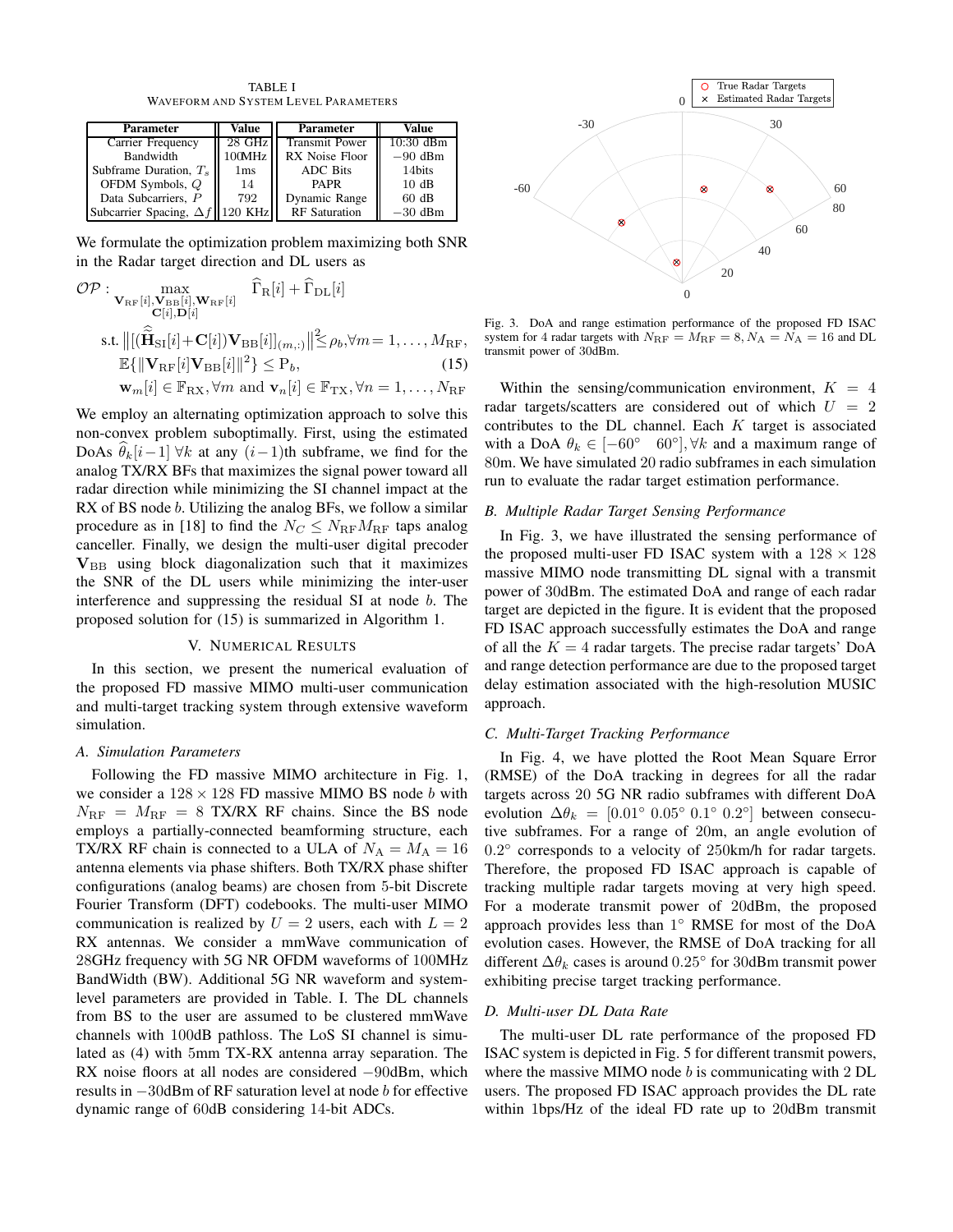TABLE I
WAVEFORM AND SYSTEM LEVEL PARAMETERS

| Parameter | Value | Parameter | Value |
|---|---|---|---|
| Carrier Frequency | 28 GHz | Transmit Power | 10:30 dBm |
| Bandwidth | 100MHz | RX Noise Floor | $-90$ dBm |
| Subframe Duration, $T_s$ | 1ms | ADC Bits | 14bits |
| OFDM Symbols, $Q$ | 14 | PAPR | 10 dB |
| Data Subcarriers, $P$ | 792 | Dynamic Range | 60 dB |
| Subcarrier Spacing, $\Delta f$ | 120 KHz | RF Saturation | $-30$ dBm |

We formulate the optimization problem maximizing both SNR in the Radar target direction and DL users as

$$
\begin{aligned}
\mathcal{OP}: & \max_{\substack{\mathbf{V}_{\rm RF}[i],\mathbf{V}_{\rm BB}[i],\mathbf{W}_{\rm RF}[i]\\ \mathbf{C}[i],\mathbf{D}[i]}} \quad \widehat{\Gamma}_{\rm R}[i] + \widehat{\Gamma}_{\rm DL}[i] \\
\text{s.t.} & \left\| [(\widehat{\widetilde{\mathbf{H}}}_{\rm SI}[i]+\mathbf{C}[i])\mathbf{V}_{\rm BB}[i]]_{(m,:)} \right\|^2 \leq \rho_b, \forall m=1,\ldots,M_{\rm RF}, \\
& \mathbb{E}\{\|\mathbf{V}_{\rm RF}[i]\mathbf{V}_{\rm BB}[i]\|^2\} \leq {\rm P}_b, \qquad (15) \\
& \mathbf{w}_m[i] \in \mathbb{F}_{\rm RX}, \forall m \text{ and } \mathbf{v}_n[i] \in \mathbb{F}_{\rm TX}, \forall n=1,\ldots,N_{\rm RF}
\end{aligned}
$$

We employ an alternating optimization approach to solve this non-convex problem suboptimally. First, using the estimated DoAs $\widehat{\theta}_k[i-1]$ $\forall k$ at any $(i-1)$th subframe, we find for the analog TX/RX BFs that maximizes the signal power toward all radar direction while minimizing the SI channel impact at the RX of BS node $b$. Utilizing the analog BFs, we follow a similar procedure as in [18] to find the $N_C \leq N_{\rm RF}M_{\rm RF}$ taps analog canceller. Finally, we design the multi-user digital precoder $\mathbf{V}_{\rm BB}$ using block diagonalization such that it maximizes the SNR of the DL users while minimizing the inter-user interference and suppressing the residual SI at node $b$. The proposed solution for (15) is summarized in Algorithm 1.

## V. NUMERICAL RESULTS

In this section, we present the numerical evaluation of the proposed FD massive MIMO multi-user communication and multi-target tracking system through extensive waveform simulation.

### A. Simulation Parameters

Following the FD massive MIMO architecture in Fig. 1, we consider a $128\times128$ FD massive MIMO BS node $b$ with $N_{\rm RF} = M_{\rm RF} = 8$ TX/RX RF chains. Since the BS node employs a partially-connected beamforming structure, each TX/RX RF chain is connected to a ULA of $N_{\rm A} = M_{\rm A} = 16$ antenna elements via phase shifters. Both TX/RX phase shifter configurations (analog beams) are chosen from 5-bit Discrete Fourier Transform (DFT) codebooks. The multi-user MIMO communication is realized by $U = 2$ users, each with $L = 2$ RX antennas. We consider a mmWave communication of 28GHz frequency with 5G NR OFDM waveforms of 100MHz BandWidth (BW). Additional 5G NR waveform and system-level parameters are provided in Table. I. The DL channels from BS to the user are assumed to be clustered mmWave channels with 100dB pathloss. The LoS SI channel is simulated as (4) with 5mm TX-RX antenna array separation. The RX noise floors at all nodes are considered $-90$dBm, which results in $-30$dBm of RF saturation level at node $b$ for effective dynamic range of 60dB considering 14-bit ADCs.

Fig. 3. DoA and range estimation performance of the proposed FD ISAC system for 4 radar targets with $N_{\rm RF} = M_{\rm RF} = 8, N_{\rm A} = N_{\rm A} = 16$ and DL transmit power of 30dBm.

Within the sensing/communication environment, $K = 4$ radar targets/scatters are considered out of which $U = 2$ contributes to the DL channel. Each $K$ target is associated with a DoA $\theta_k \in [-60^\circ \quad 60^\circ], \forall k$ and a maximum range of 80m. We have simulated 20 radio subframes in each simulation run to evaluate the radar target estimation performance.

### B. Multiple Radar Target Sensing Performance

In Fig. 3, we have illustrated the sensing performance of the proposed multi-user FD ISAC system with a $128\times128$ massive MIMO node transmitting DL signal with a transmit power of 30dBm. The estimated DoA and range of each radar target are depicted in the figure. It is evident that the proposed FD ISAC approach successfully estimates the DoA and range of all the $K = 4$ radar targets. The precise radar targets' DoA and range detection performance are due to the proposed target delay estimation associated with the high-resolution MUSIC approach.

### C. Multi-Target Tracking Performance

In Fig. 4, we have plotted the Root Mean Square Error (RMSE) of the DoA tracking in degrees for all the radar targets across 20 5G NR radio subframes with different DoA evolution $\Delta\theta_k = [0.01^\circ\ 0.05^\circ\ 0.1^\circ\ 0.2^\circ]$ between consecutive subframes. For a range of 20m, an angle evolution of $0.2^\circ$ corresponds to a velocity of 250km/h for radar targets. Therefore, the proposed FD ISAC approach is capable of tracking multiple radar targets moving at very high speed. For a moderate transmit power of 20dBm, the proposed approach provides less than $1^\circ$ RMSE for most of the DoA evolution cases. However, the RMSE of DoA tracking for all different $\Delta\theta_k$ cases is around $0.25^\circ$ for 30dBm transmit power exhibiting precise target tracking performance.

### D. Multi-user DL Data Rate

The multi-user DL rate performance of the proposed FD ISAC system is depicted in Fig. 5 for different transmit powers, where the massive MIMO node $b$ is communicating with 2 DL users. The proposed FD ISAC approach provides the DL rate within 1bps/Hz of the ideal FD rate up to 20dBm transmit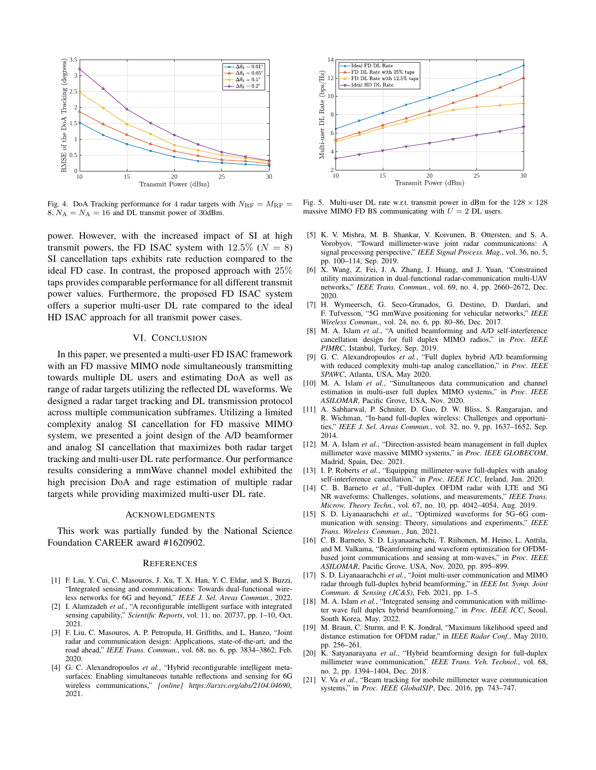3.5
3
2.5
2
1.5
1
0.5
0
10
15
20
25
30
RMSE of the DoA Tracking (degrees)
Transmit Power (dBm)
$\Delta\theta_k = 0.01°$
$\Delta\theta_k = 0.05°$
$\Delta\theta_k = 0.1°$
$\Delta\theta_k = 0.2°$

Fig. 4. DoA Tracking performance for 4 radar targets with $N_{\rm RF} = M_{\rm RF} = 8$, $N_{\rm A} = N_{\rm A} = 16$ and DL transmit power of 30dBm.

14
12
10
8
6
4
2
10
15
20
25
30
Multi-user DL Rate (bps/Hz)
Transmit Power (dBm)
Ideal FD DL Rate
FD DL Rate with 25% taps
FD DL Rate with 12.5% taps
Ideal HD DL Rate

Fig. 5. Multi-user DL rate w.r.t. transmit power in dBm for the $128 \times 128$ massive MIMO FD BS communicating with $U = 2$ DL users.

power. However, with the increased impact of SI at high transmit powers, the FD ISAC system with $12.5\%$ ($N = 8$) SI cancellation taps exhibits rate reduction compared to the ideal FD case. In contrast, the proposed approach with $25\%$ taps provides comparable performance for all different transmit power values. Furthermore, the proposed FD ISAC system offers a superior multi-user DL rate compared to the ideal HD ISAC approach for all transmit power cases.

## VI. Conclusion

In this paper, we presented a multi-user FD ISAC framework with an FD massive MIMO node simultaneously transmitting towards multiple DL users and estimating DoA as well as range of radar targets utilizing the reflected DL waveforms. We designed a radar target tracking and DL transmission protocol across multiple communication subframes. Utilizing a limited complexity analog SI cancellation for FD massive MIMO system, we presented a joint design of the A/D beamformer and analog SI cancellation that maximizes both radar target tracking and multi-user DL rate performance. Our performance results considering a mmWave channel model exhibited the high precision DoA and rage estimation of multiple radar targets while providing maximized multi-user DL rate.

## Acknowledgments

This work was partially funded by the National Science Foundation CAREER award #1620902.

## References

[1] F. Liu, Y. Cui, C. Masouros, J. Xu, T. X. Han, Y. C. Eldar, and S. Buzzi, "Integrated sensing and communications: Towards dual-functional wireless networks for 6G and beyond," *IEEE J. Sel. Areas Commun.*, 2022.

[2] I. Alamzadeh *et al.*, "A reconfigurable intelligent surface with integrated sensing capability," *Scientific Reports*, vol. 11, no. 20737, pp. 1–10, Oct. 2021.

[3] F. Liu, C. Masouros, A. P. Petropulu, H. Griffiths, and L. Hanzo, "Joint radar and communication design: Applications, state-of-the-art, and the road ahead," *IEEE Trans. Commun.*, vol. 68, no. 6, pp. 3834–3862, Feb. 2020.

[4] G. C. Alexandropoulos *et al.*, "Hybrid reconfigurable intelligent metasurfaces: Enabling simultaneous tunable reflections and sensing for 6G wireless communications," *[online] https://arxiv.org/abs/2104.04690*, 2021.

[5] K. V. Mishra, M. B. Shankar, V. Koivunen, B. Ottersten, and S. A. Vorobyov, "Toward millimeter-wave joint radar communications: A signal processing perspective," *IEEE Signal Process. Mag.*, vol. 36, no. 5, pp. 100–114, Sep. 2019.

[6] X. Wang, Z. Fei, J. A. Zhang, J. Huang, and J. Yuan, "Constrained utility maximization in dual-functional radar-communication multi-UAV networks," *IEEE Trans. Commun.*, vol. 69, no. 4, pp. 2660–2672, Dec. 2020.

[7] H. Wymeersch, G. Seco-Granados, G. Destino, D. Dardari, and F. Tufvesson, "5G mmWave positioning for vehicular networks," *IEEE Wireless Commun.*, vol. 24, no. 6, pp. 80–86, Dec. 2017.

[8] M. A. Islam *et al.*, "A unified beamforming and A/D self-interference cancellation design for full duplex MIMO radios," in *Proc. IEEE PIMRC*, Istanbul, Turkey, Sep. 2019.

[9] G. C. Alexandropoulos *et al.*, "Full duplex hybrid A/D beamforming with reduced complexity multi-tap analog cancellation," in *Proc. IEEE SPAWC*, Atlanta, USA, May 2020.

[10] M. A. Islam *et al.*, "Simultaneous data communication and channel estimation in multi-user full duplex MIMO systems," in *Proc. IEEE ASILOMAR*, Pacific Grove, USA, Nov. 2020.

[11] A. Sabharwal, P. Schniter, D. Guo, D. W. Bliss, S. Rangarajan, and R. Wichman, "In-band full-duplex wireless: Challenges and opportunities," *IEEE J. Sel. Areas Commun.*, vol. 32, no. 9, pp. 1637–1652, Sep. 2014.

[12] M. A. Islam *et al.*, "Direction-assisted beam management in full duplex millimeter wave massive MIMO systems," in *Proc. IEEE GLOBECOM*, Madrid, Spain, Dec. 2021.

[13] I. P. Roberts *et al.*, "Equipping millimeter-wave full-duplex with analog self-interference cancellation," in *Proc. IEEE ICC*, Ireland, Jun. 2020.

[14] C. B. Barneto *et al.*, "Full-duplex OFDM radar with LTE and 5G NR waveforms: Challenges, solutions, and measurements," *IEEE Trans. Microw. Theory Techn.*, vol. 67, no. 10, pp. 4042–4054, Aug. 2019.

[15] S. D. Liyanaarachchi *et al.*, "Optimized waveforms for 5G–6G communication with sensing: Theory, simulations and experiments," *IEEE Trans. Wireless Commun.*, Jun. 2021.

[16] C. B. Barneto, S. D. Liyanaarachchi, T. Riihonen, M. Heino, L. Anttila, and M. Valkama, "Beamforming and waveform optimization for OFDM-based joint communications and sensing at mm-waves," in *Proc. IEEE ASILOMAR*, Pacific Grove, USA, Nov. 2020, pp. 895–899.

[17] S. D. Liyanaarachchi *et al.*, "Joint multi-user communication and MIMO radar through full-duplex hybrid beamforming," in *IEEE Int. Symp. Joint Commun. & Sensing (JC&S)*, Feb. 2021, pp. 1–5.

[18] M. A. Islam *et al.*, "Integrated sensing and communication with millimeter wave full duplex hybrid beamforming," in *Proc. IEEE ICC*, Seoul, South Korea, May. 2022.

[19] M. Braun, C. Sturm, and F. K. Jondral, "Maximum likelihood speed and distance estimation for OFDM radar," in *IEEE Radar Conf.*, May 2010, pp. 256–261.

[20] K. Satyanarayana *et al.*, "Hybrid beamforming design for full-duplex millimeter wave communication," *IEEE Trans. Veh. Technol.*, vol. 68, no. 2, pp. 1394–1404, Dec. 2018.

[21] V. Va *et al.*, "Beam tracking for mobile millimeter wave communication systems," in *Proc. IEEE GlobalSIP*, Dec. 2016, pp. 743–747.